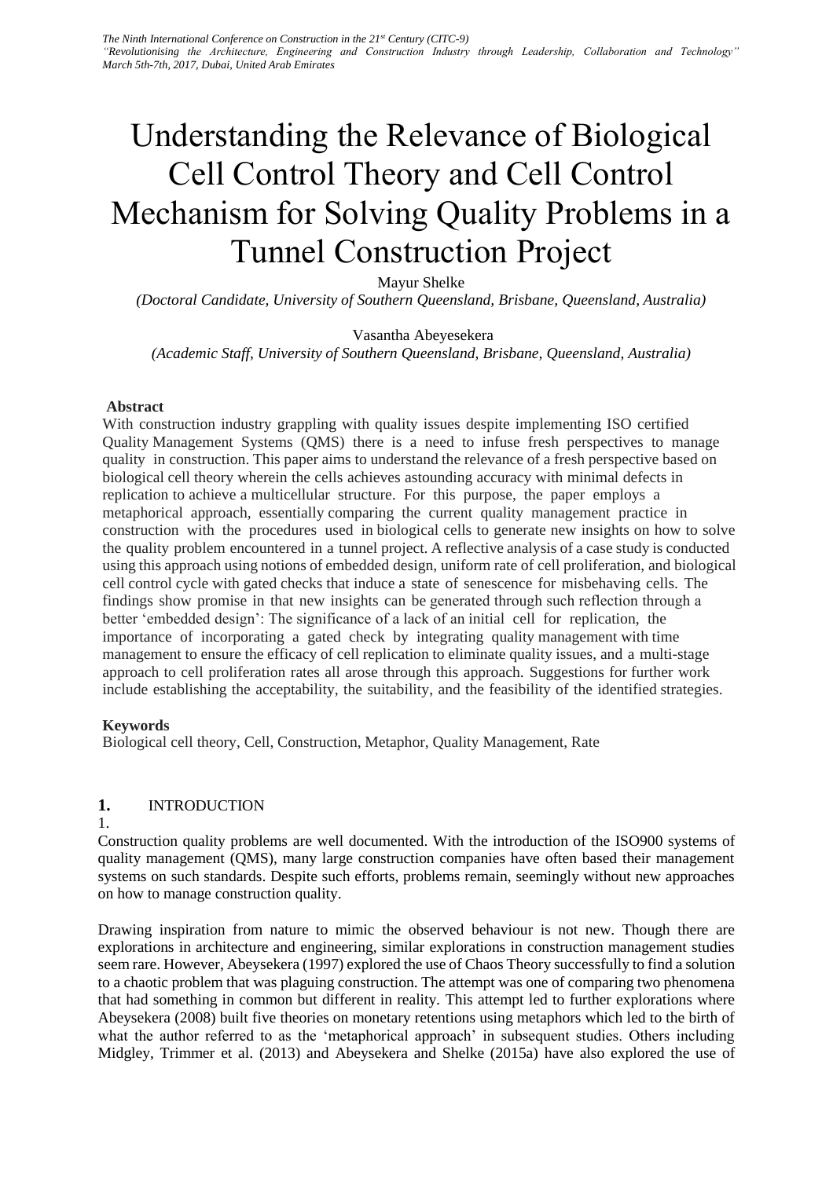# Understanding the Relevance of Biological Cell Control Theory and Cell Control Mechanism for Solving Quality Problems in a Tunnel Construction Project

Mayur Shelke

*(Doctoral Candidate, University of Southern Queensland, Brisbane, Queensland, Australia)*

Vasantha Abeyesekera

*(Academic Staff, University of Southern Queensland, Brisbane, Queensland, Australia)*

**Abstract**

With construction industry grappling with quality issues despite implementing ISO certified Quality Management Systems (QMS) there is a need to infuse fresh perspectives to manage quality in construction. This paper aims to understand the relevance of a fresh perspective based on biological cell theory wherein the cells achieves astounding accuracy with minimal defects in replication to achieve a multicellular structure. For this purpose, the paper employs a metaphorical approach, essentially comparing the current quality management practice in construction with the procedures used in biological cells to generate new insights on how to solve the quality problem encountered in a tunnel project. A reflective analysis of a case study is conducted using this approach using notions of embedded design, uniform rate of cell proliferation, and biological cell control cycle with gated checks that induce a state of senescence for misbehaving cells. The findings show promise in that new insights can be generated through such reflection through a better 'embedded design': The significance of a lack of an initial cell for replication, the importance of incorporating a gated check by integrating quality management with time management to ensure the efficacy of cell replication to eliminate quality issues, and a multi-stage approach to cell proliferation rates all arose through this approach. Suggestions for further work include establishing the acceptability, the suitability, and the feasibility of the identified strategies.

**Keywords**

Biological cell theory, Cell, Construction, Metaphor, Quality Management, Rate

## 1. INTRODUCTION

1.

Construction quality problems are well documented. With the introduction of the ISO900 systems of quality management (QMS), many large construction companies have often based their management systems on such standards. Despite such efforts, problems remain, seemingly without new approaches on how to manage construction quality.

Drawing inspiration from nature to mimic the observed behaviour is not new. Though there are explorations in architecture and engineering, similar explorations in construction management studies seem rare. However, Abeysekera (1997) explored the use of Chaos Theory successfully to find a solution to a chaotic problem that was plaguing construction. The attempt was one of comparing two phenomena that had something in common but different in reality. This attempt led to further explorations where Abeysekera (2008) built five theories on monetary retentions using metaphors which led to the birth of what the author referred to as the 'metaphorical approach' in subsequent studies. Others including Midgley, Trimmer et al. (2013) and Abeysekera and Shelke (2015a) have also explored the use of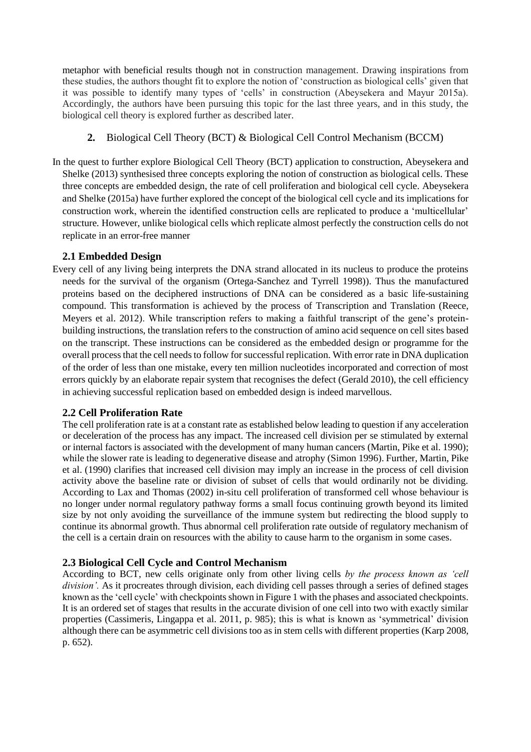metaphor with beneficial results though not in construction management. Drawing inspirations from these studies, the authors thought fit to explore the notion of 'construction as biological cells' given that it was possible to identify many types of 'cells' in construction (Abeysekera and Mayur 2015a). Accordingly, the authors have been pursuing this topic for the last three years, and in this study, the biological cell theory is explored further as described later.

## 2. Biological Cell Theory (BCT) & Biological Cell Control Mechanism (BCCM)

In the quest to further explore Biological Cell Theory (BCT) application to construction, Abeysekera and Shelke (2013) synthesised three concepts exploring the notion of construction as biological cells. These three concepts are embedded design, the rate of cell proliferation and biological cell cycle. Abeysekera and Shelke (2015a) have further explored the concept of the biological cell cycle and its implications for construction work, wherein the identified construction cells are replicated to produce a 'multicellular' structure. However, unlike biological cells which replicate almost perfectly the construction cells do not replicate in an error-free manner

### 2.1 Embedded Design

Every cell of any living being interprets the DNA strand allocated in its nucleus to produce the proteins needs for the survival of the organism (Ortega-Sanchez and Tyrrell 1998)). Thus the manufactured proteins based on the deciphered instructions of DNA can be considered as a basic life-sustaining compound. This transformation is achieved by the process of Transcription and Translation (Reece, Meyers et al. 2012). While transcription refers to making a faithful transcript of the gene's protein-building instructions, the translation refers to the construction of amino acid sequence on cell sites based on the transcript. These instructions can be considered as the embedded design or programme for the overall process that the cell needs to follow for successful replication. With error rate in DNA duplication of the order of less than one mistake, every ten million nucleotides incorporated and correction of most errors quickly by an elaborate repair system that recognises the defect (Gerald 2010), the cell efficiency in achieving successful replication based on embedded design is indeed marvellous.

### 2.2 Cell Proliferation Rate

The cell proliferation rate is at a constant rate as established below leading to question if any acceleration or deceleration of the process has any impact. The increased cell division per se stimulated by external or internal factors is associated with the development of many human cancers (Martin, Pike et al. 1990); while the slower rate is leading to degenerative disease and atrophy (Simon 1996). Further, Martin, Pike et al. (1990) clarifies that increased cell division may imply an increase in the process of cell division activity above the baseline rate or division of subset of cells that would ordinarily not be dividing. According to Lax and Thomas (2002) in-situ cell proliferation of transformed cell whose behaviour is no longer under normal regulatory pathway forms a small focus continuing growth beyond its limited size by not only avoiding the surveillance of the immune system but redirecting the blood supply to continue its abnormal growth. Thus abnormal cell proliferation rate outside of regulatory mechanism of the cell is a certain drain on resources with the ability to cause harm to the organism in some cases.

### 2.3 Biological Cell Cycle and Control Mechanism

According to BCT, new cells originate only from other living cells *by the process known as 'cell division'.* As it procreates through division, each dividing cell passes through a series of defined stages known as the 'cell cycle' with checkpoints shown in Figure 1 with the phases and associated checkpoints. It is an ordered set of stages that results in the accurate division of one cell into two with exactly similar properties (Cassimeris, Lingappa et al. 2011, p. 985); this is what is known as 'symmetrical' division although there can be asymmetric cell divisions too as in stem cells with different properties (Karp 2008, p. 652).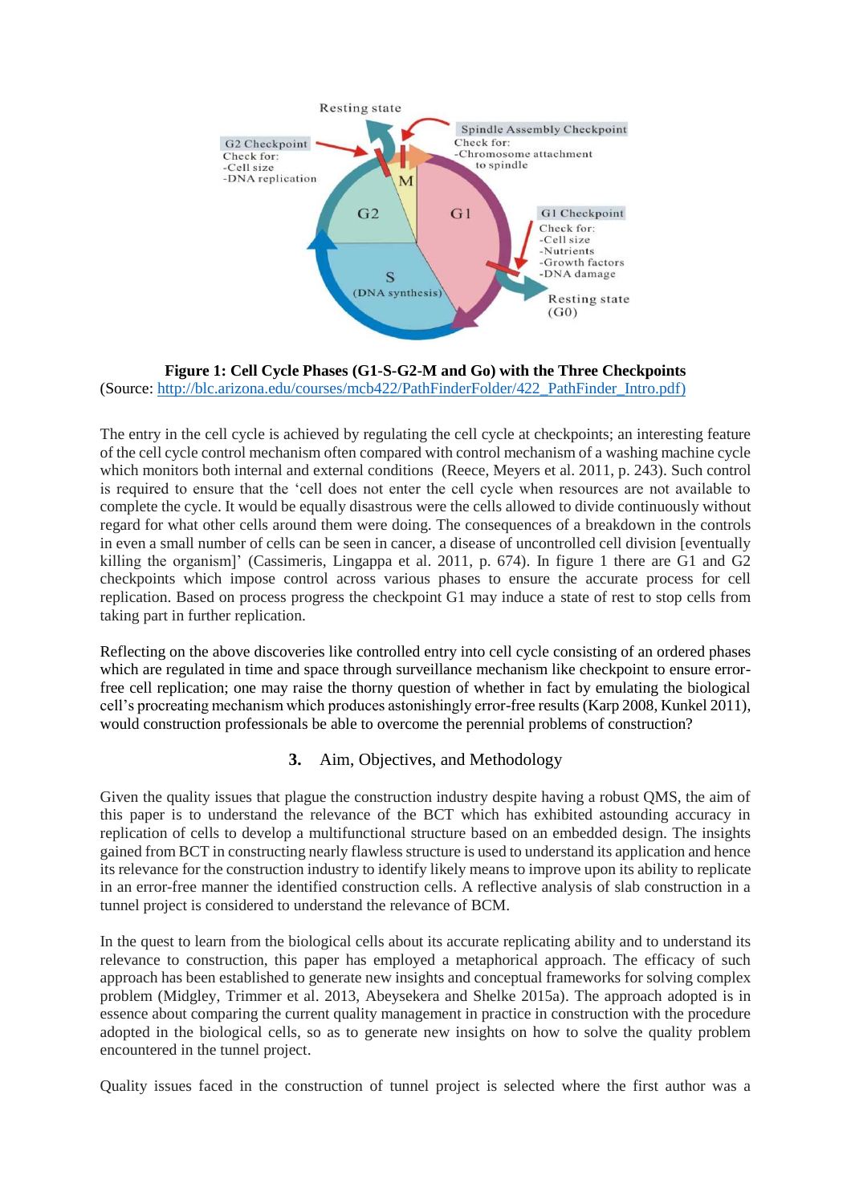**Figure 1: Cell Cycle Phases (G1-S-G2-M and Go) with the Three Checkpoints**
(Source: http://blc.arizona.edu/courses/mcb422/PathFinderFolder/422_PathFinder_Intro.pdf)

The entry in the cell cycle is achieved by regulating the cell cycle at checkpoints; an interesting feature of the cell cycle control mechanism often compared with control mechanism of a washing machine cycle which monitors both internal and external conditions (Reece, Meyers et al. 2011, p. 243). Such control is required to ensure that the 'cell does not enter the cell cycle when resources are not available to complete the cycle. It would be equally disastrous were the cells allowed to divide continuously without regard for what other cells around them were doing. The consequences of a breakdown in the controls in even a small number of cells can be seen in cancer, a disease of uncontrolled cell division [eventually killing the organism]' (Cassimeris, Lingappa et al. 2011, p. 674). In figure 1 there are G1 and G2 checkpoints which impose control across various phases to ensure the accurate process for cell replication. Based on process progress the checkpoint G1 may induce a state of rest to stop cells from taking part in further replication.

Reflecting on the above discoveries like controlled entry into cell cycle consisting of an ordered phases which are regulated in time and space through surveillance mechanism like checkpoint to ensure error-free cell replication; one may raise the thorny question of whether in fact by emulating the biological cell's procreating mechanism which produces astonishingly error-free results (Karp 2008, Kunkel 2011), would construction professionals be able to overcome the perennial problems of construction?

## 3. Aim, Objectives, and Methodology

Given the quality issues that plague the construction industry despite having a robust QMS, the aim of this paper is to understand the relevance of the BCT which has exhibited astounding accuracy in replication of cells to develop a multifunctional structure based on an embedded design. The insights gained from BCT in constructing nearly flawless structure is used to understand its application and hence its relevance for the construction industry to identify likely means to improve upon its ability to replicate in an error-free manner the identified construction cells. A reflective analysis of slab construction in a tunnel project is considered to understand the relevance of BCM.

In the quest to learn from the biological cells about its accurate replicating ability and to understand its relevance to construction, this paper has employed a metaphorical approach. The efficacy of such approach has been established to generate new insights and conceptual frameworks for solving complex problem (Midgley, Trimmer et al. 2013, Abeysekera and Shelke 2015a). The approach adopted is in essence about comparing the current quality management in practice in construction with the procedure adopted in the biological cells, so as to generate new insights on how to solve the quality problem encountered in the tunnel project.

Quality issues faced in the construction of tunnel project is selected where the first author was a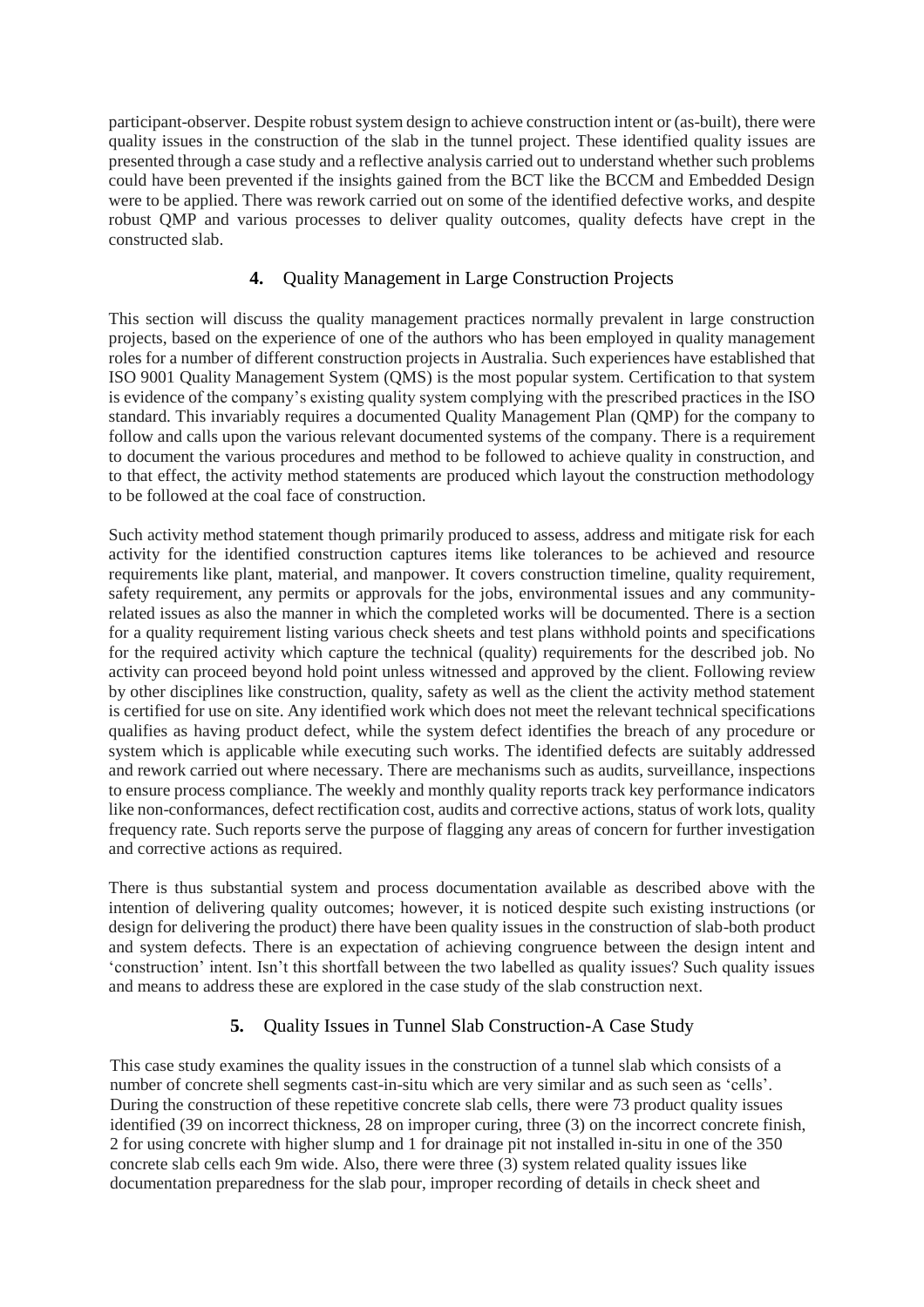participant-observer. Despite robust system design to achieve construction intent or (as-built), there were quality issues in the construction of the slab in the tunnel project. These identified quality issues are presented through a case study and a reflective analysis carried out to understand whether such problems could have been prevented if the insights gained from the BCT like the BCCM and Embedded Design were to be applied. There was rework carried out on some of the identified defective works, and despite robust QMP and various processes to deliver quality outcomes, quality defects have crept in the constructed slab.

## 4. Quality Management in Large Construction Projects

This section will discuss the quality management practices normally prevalent in large construction projects, based on the experience of one of the authors who has been employed in quality management roles for a number of different construction projects in Australia. Such experiences have established that ISO 9001 Quality Management System (QMS) is the most popular system. Certification to that system is evidence of the company's existing quality system complying with the prescribed practices in the ISO standard. This invariably requires a documented Quality Management Plan (QMP) for the company to follow and calls upon the various relevant documented systems of the company. There is a requirement to document the various procedures and method to be followed to achieve quality in construction, and to that effect, the activity method statements are produced which layout the construction methodology to be followed at the coal face of construction.

Such activity method statement though primarily produced to assess, address and mitigate risk for each activity for the identified construction captures items like tolerances to be achieved and resource requirements like plant, material, and manpower. It covers construction timeline, quality requirement, safety requirement, any permits or approvals for the jobs, environmental issues and any community-related issues as also the manner in which the completed works will be documented. There is a section for a quality requirement listing various check sheets and test plans withhold points and specifications for the required activity which capture the technical (quality) requirements for the described job. No activity can proceed beyond hold point unless witnessed and approved by the client. Following review by other disciplines like construction, quality, safety as well as the client the activity method statement is certified for use on site. Any identified work which does not meet the relevant technical specifications qualifies as having product defect, while the system defect identifies the breach of any procedure or system which is applicable while executing such works. The identified defects are suitably addressed and rework carried out where necessary. There are mechanisms such as audits, surveillance, inspections to ensure process compliance. The weekly and monthly quality reports track key performance indicators like non-conformances, defect rectification cost, audits and corrective actions, status of work lots, quality frequency rate. Such reports serve the purpose of flagging any areas of concern for further investigation and corrective actions as required.

There is thus substantial system and process documentation available as described above with the intention of delivering quality outcomes; however, it is noticed despite such existing instructions (or design for delivering the product) there have been quality issues in the construction of slab-both product and system defects. There is an expectation of achieving congruence between the design intent and 'construction' intent. Isn't this shortfall between the two labelled as quality issues? Such quality issues and means to address these are explored in the case study of the slab construction next.

## 5. Quality Issues in Tunnel Slab Construction-A Case Study

This case study examines the quality issues in the construction of a tunnel slab which consists of a number of concrete shell segments cast-in-situ which are very similar and as such seen as 'cells'. During the construction of these repetitive concrete slab cells, there were 73 product quality issues identified (39 on incorrect thickness, 28 on improper curing, three (3) on the incorrect concrete finish, 2 for using concrete with higher slump and 1 for drainage pit not installed in-situ in one of the 350 concrete slab cells each 9m wide. Also, there were three (3) system related quality issues like documentation preparedness for the slab pour, improper recording of details in check sheet and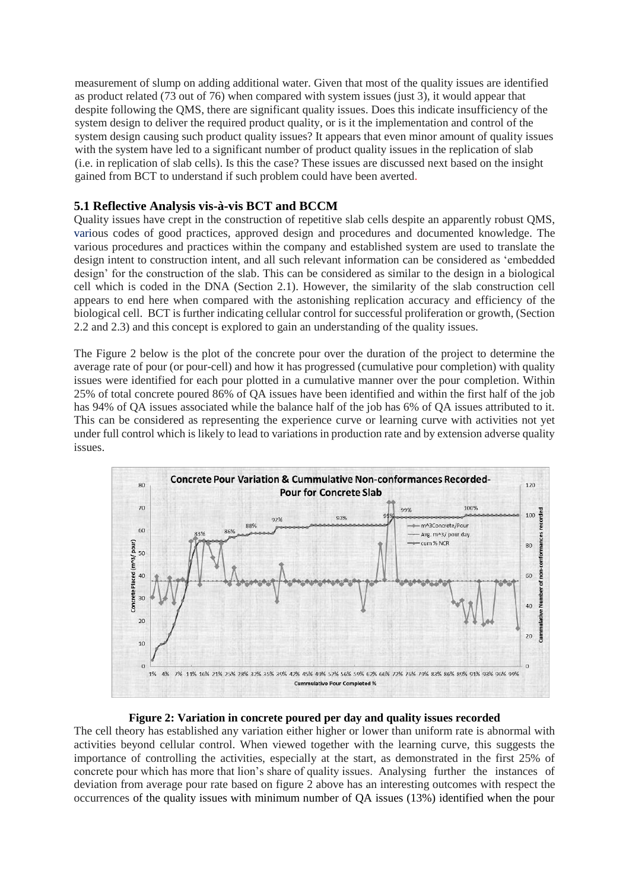measurement of slump on adding additional water. Given that most of the quality issues are identified as product related (73 out of 76) when compared with system issues (just 3), it would appear that despite following the QMS, there are significant quality issues. Does this indicate insufficiency of the system design to deliver the required product quality, or is it the implementation and control of the system design causing such product quality issues? It appears that even minor amount of quality issues with the system have led to a significant number of product quality issues in the replication of slab (i.e. in replication of slab cells). Is this the case? These issues are discussed next based on the insight gained from BCT to understand if such problem could have been averted.

### 5.1 Reflective Analysis vis-à-vis BCT and BCCM

Quality issues have crept in the construction of repetitive slab cells despite an apparently robust QMS, various codes of good practices, approved design and procedures and documented knowledge. The various procedures and practices within the company and established system are used to translate the design intent to construction intent, and all such relevant information can be considered as 'embedded design' for the construction of the slab. This can be considered as similar to the design in a biological cell which is coded in the DNA (Section 2.1). However, the similarity of the slab construction cell appears to end here when compared with the astonishing replication accuracy and efficiency of the biological cell. BCT is further indicating cellular control for successful proliferation or growth, (Section 2.2 and 2.3) and this concept is explored to gain an understanding of the quality issues.

The Figure 2 below is the plot of the concrete pour over the duration of the project to determine the average rate of pour (or pour-cell) and how it has progressed (cumulative pour completion) with quality issues were identified for each pour plotted in a cumulative manner over the pour completion. Within 25% of total concrete poured 86% of QA issues have been identified and within the first half of the job has 94% of QA issues associated while the balance half of the job has 6% of QA issues attributed to it. This can be considered as representing the experience curve or learning curve with activities not yet under full control which is likely to lead to variations in production rate and by extension adverse quality issues.

**Figure 2: Variation in concrete poured per day and quality issues recorded**

The cell theory has established any variation either higher or lower than uniform rate is abnormal with activities beyond cellular control. When viewed together with the learning curve, this suggests the importance of controlling the activities, especially at the start, as demonstrated in the first 25% of concrete pour which has more that lion's share of quality issues. Analysing further the instances of deviation from average pour rate based on figure 2 above has an interesting outcomes with respect the occurrences of the quality issues with minimum number of QA issues (13%) identified when the pour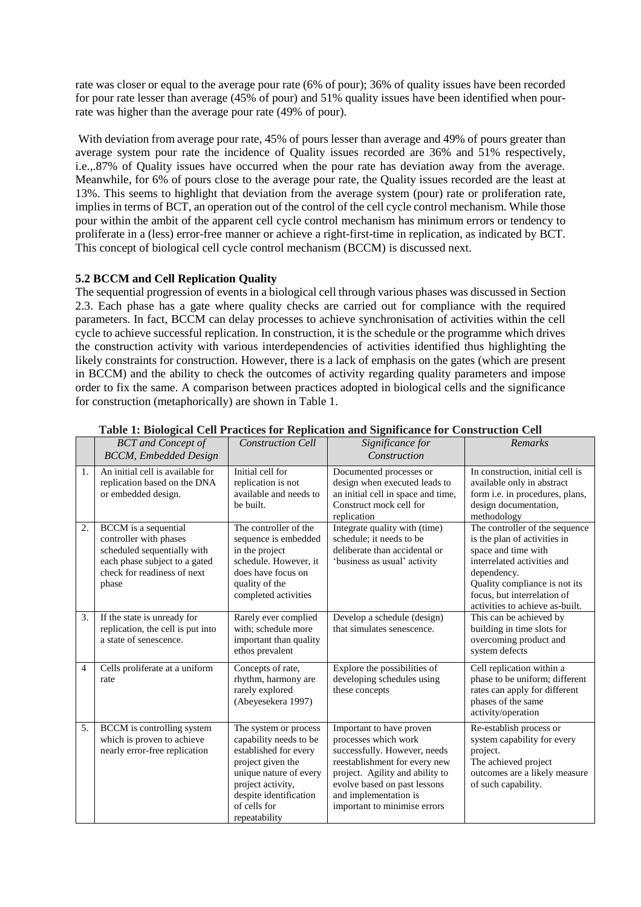rate was closer or equal to the average pour rate (6% of pour); 36% of quality issues have been recorded for pour rate lesser than average (45% of pour) and 51% quality issues have been identified when pour-rate was higher than the average pour rate (49% of pour).

With deviation from average pour rate, 45% of pours lesser than average and 49% of pours greater than average system pour rate the incidence of Quality issues recorded are 36% and 51% respectively, i.e.,.87% of Quality issues have occurred when the pour rate has deviation away from the average. Meanwhile, for 6% of pours close to the average pour rate, the Quality issues recorded are the least at 13%. This seems to highlight that deviation from the average system (pour) rate or proliferation rate, implies in terms of BCT, an operation out of the control of the cell cycle control mechanism. While those pour within the ambit of the apparent cell cycle control mechanism has minimum errors or tendency to proliferate in a (less) error-free manner or achieve a right-first-time in replication, as indicated by BCT. This concept of biological cell cycle control mechanism (BCCM) is discussed next.

### 5.2 BCCM and Cell Replication Quality

The sequential progression of events in a biological cell through various phases was discussed in Section 2.3. Each phase has a gate where quality checks are carried out for compliance with the required parameters. In fact, BCCM can delay processes to achieve synchronisation of activities within the cell cycle to achieve successful replication. In construction, it is the schedule or the programme which drives the construction activity with various interdependencies of activities identified thus highlighting the likely constraints for construction. However, there is a lack of emphasis on the gates (which are present in BCCM) and the ability to check the outcomes of activity regarding quality parameters and impose order to fix the same. A comparison between practices adopted in biological cells and the significance for construction (metaphorically) are shown in Table 1.

**Table 1: Biological Cell Practices for Replication and Significance for Construction Cell**

| | *BCT and Concept of BCCM, Embedded Design* | *Construction Cell* | *Significance for Construction* | *Remarks* |
|---|---|---|---|---|
| 1. | An initial cell is available for replication based on the DNA or embedded design. | Initial cell for replication is not available and needs to be built. | Documented processes or design when executed leads to an initial cell in space and time, Construct mock cell for replication | In construction, initial cell is available only in abstract form i.e. in procedures, plans, design documentation, methodology |
| 2. | BCCM is a sequential controller with phases scheduled sequentially with each phase subject to a gated check for readiness of next phase | The controller of the sequence is embedded in the project schedule. However, it does have focus on quality of the completed activities | Integrate quality with (time) schedule; it needs to be deliberate than accidental or 'business as usual' activity | The controller of the sequence is the plan of activities in space and time with interrelated activities and dependency. Quality compliance is not its focus, but interrelation of activities to achieve as-built. |
| 3. | If the state is unready for replication, the cell is put into a state of senescence. | Rarely ever complied with; schedule more important than quality ethos prevalent | Develop a schedule (design) that simulates senescence. | This can be achieved by building in time slots for overcoming product and system defects |
| 4 | Cells proliferate at a uniform rate | Concepts of rate, rhythm, harmony are rarely explored (Abeyesekera 1997) | Explore the possibilities of developing schedules using these concepts | Cell replication within a phase to be uniform; different rates can apply for different phases of the same activity/operation |
| 5. | BCCM is controlling system which is proven to achieve nearly error-free replication | The system or process capability needs to be established for every project given the unique nature of every project activity, despite identification of cells for repeatability | Important to have proven processes which work successfully. However, needs reestablishment for every new project. Agility and ability to evolve based on past lessons and implementation is important to minimise errors | Re-establish process or system capability for every project. The achieved project outcomes are a likely measure of such capability. |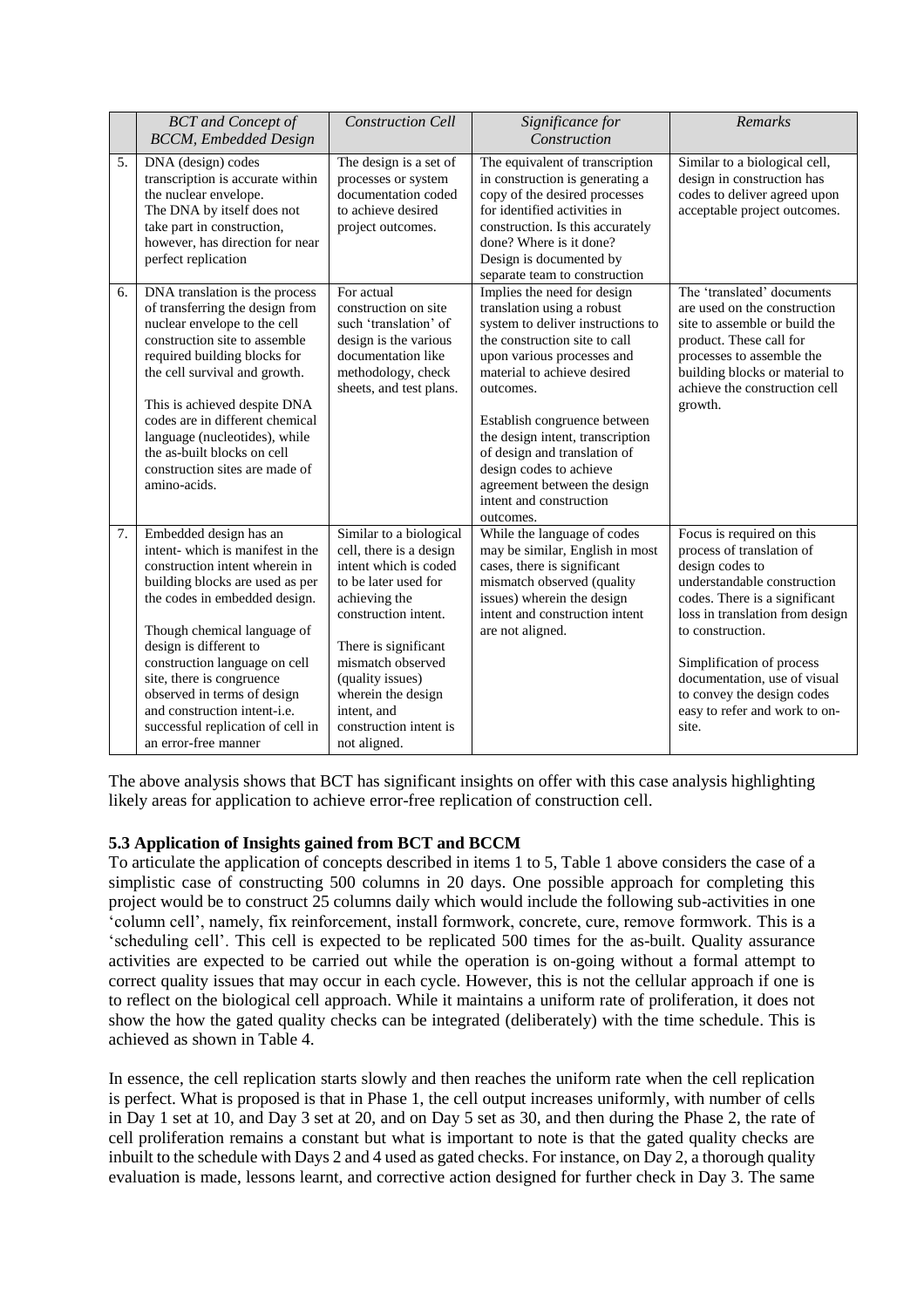|  | *BCT and Concept of BCCM, Embedded Design* | *Construction Cell* | *Significance for Construction* | *Remarks* |
|---|---|---|---|---|
| 5. | DNA (design) codes transcription is accurate within the nuclear envelope. The DNA by itself does not take part in construction, however, has direction for near perfect replication | The design is a set of processes or system documentation coded to achieve desired project outcomes. | The equivalent of transcription in construction is generating a copy of the desired processes for identified activities in construction. Is this accurately done? Where is it done? Design is documented by separate team to construction | Similar to a biological cell, design in construction has codes to deliver agreed upon acceptable project outcomes. |
| 6. | DNA translation is the process of transferring the design from nuclear envelope to the cell construction site to assemble required building blocks for the cell survival and growth.<br><br>This is achieved despite DNA codes are in different chemical language (nucleotides), while the as-built blocks on cell construction sites are made of amino-acids. | For actual construction on site such 'translation' of design is the various documentation like methodology, check sheets, and test plans. | Implies the need for design translation using a robust system to deliver instructions to the construction site to call upon various processes and material to achieve desired outcomes.<br><br>Establish congruence between the design intent, transcription of design and translation of design codes to achieve agreement between the design intent and construction outcomes. | The 'translated' documents are used on the construction site to assemble or build the product. These call for processes to assemble the building blocks or material to achieve the construction cell growth. |
| 7. | Embedded design has an intent- which is manifest in the construction intent wherein in building blocks are used as per the codes in embedded design.<br><br>Though chemical language of design is different to construction language on cell site, there is congruence observed in terms of design and construction intent-i.e. successful replication of cell in an error-free manner | Similar to a biological cell, there is a design intent which is coded to be later used for achieving the construction intent.<br><br>There is significant mismatch observed (quality issues) wherein the design intent, and construction intent is not aligned. | While the language of codes may be similar, English in most cases, there is significant mismatch observed (quality issues) wherein the design intent and construction intent are not aligned. | Focus is required on this process of translation of design codes to understandable construction codes. There is a significant loss in translation from design to construction.<br><br>Simplification of process documentation, use of visual to convey the design codes easy to refer and work to on-site. |

The above analysis shows that BCT has significant insights on offer with this case analysis highlighting likely areas for application to achieve error-free replication of construction cell.

### 5.3 Application of Insights gained from BCT and BCCM

To articulate the application of concepts described in items 1 to 5, Table 1 above considers the case of a simplistic case of constructing 500 columns in 20 days. One possible approach for completing this project would be to construct 25 columns daily which would include the following sub-activities in one 'column cell', namely, fix reinforcement, install formwork, concrete, cure, remove formwork. This is a 'scheduling cell'. This cell is expected to be replicated 500 times for the as-built. Quality assurance activities are expected to be carried out while the operation is on-going without a formal attempt to correct quality issues that may occur in each cycle. However, this is not the cellular approach if one is to reflect on the biological cell approach. While it maintains a uniform rate of proliferation, it does not show the how the gated quality checks can be integrated (deliberately) with the time schedule. This is achieved as shown in Table 4.

In essence, the cell replication starts slowly and then reaches the uniform rate when the cell replication is perfect. What is proposed is that in Phase 1, the cell output increases uniformly, with number of cells in Day 1 set at 10, and Day 3 set at 20, and on Day 5 set as 30, and then during the Phase 2, the rate of cell proliferation remains a constant but what is important to note is that the gated quality checks are inbuilt to the schedule with Days 2 and 4 used as gated checks. For instance, on Day 2, a thorough quality evaluation is made, lessons learnt, and corrective action designed for further check in Day 3. The same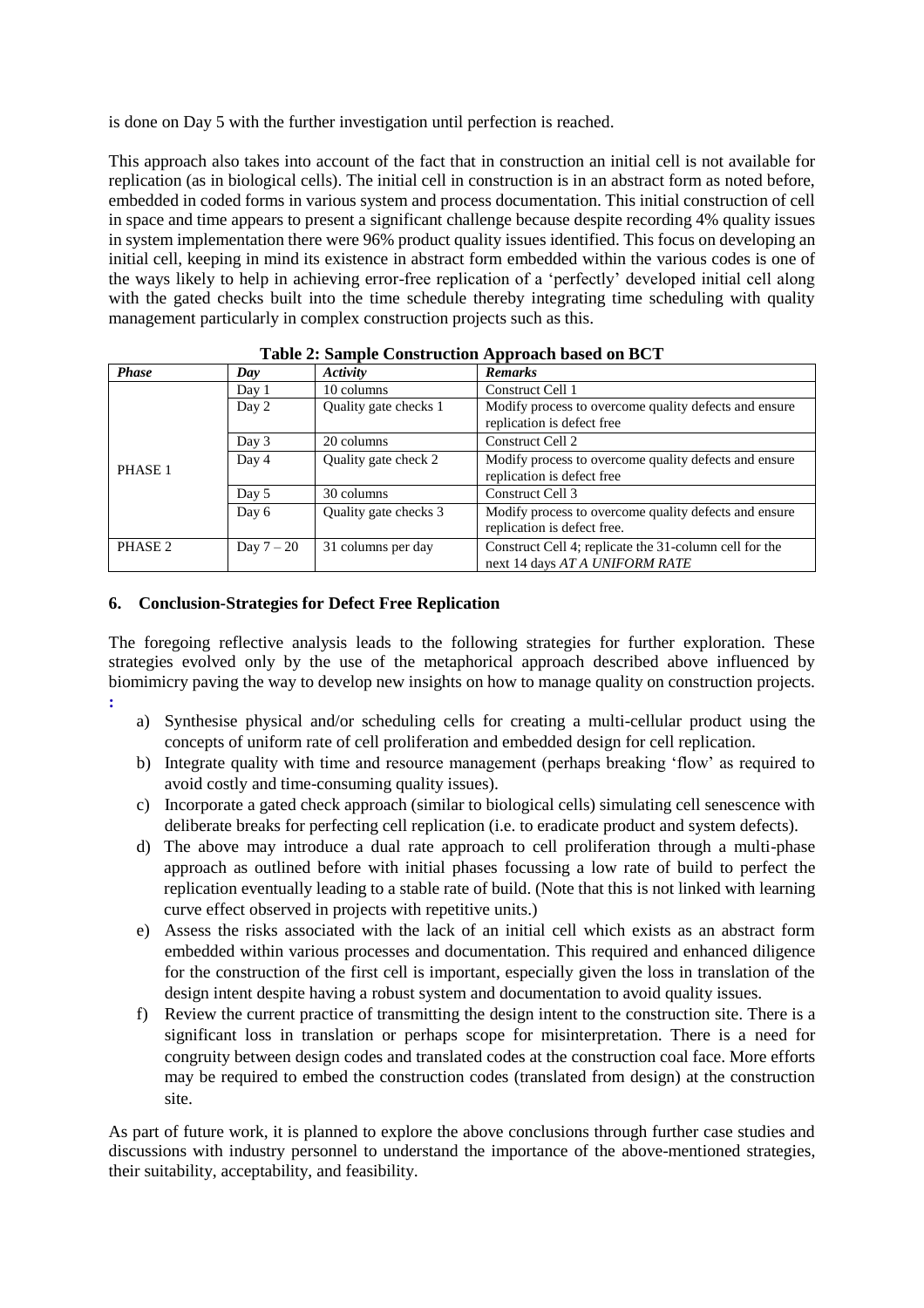is done on Day 5 with the further investigation until perfection is reached.

This approach also takes into account of the fact that in construction an initial cell is not available for replication (as in biological cells). The initial cell in construction is in an abstract form as noted before, embedded in coded forms in various system and process documentation. This initial construction of cell in space and time appears to present a significant challenge because despite recording 4% quality issues in system implementation there were 96% product quality issues identified. This focus on developing an initial cell, keeping in mind its existence in abstract form embedded within the various codes is one of the ways likely to help in achieving error-free replication of a 'perfectly' developed initial cell along with the gated checks built into the time schedule thereby integrating time scheduling with quality management particularly in complex construction projects such as this.

**Table 2: Sample Construction Approach based on BCT**

| *Phase* | *Day* | *Activity* | *Remarks* |
|---|---|---|---|
| PHASE 1 | Day 1 | 10 columns | Construct Cell 1 |
| | Day 2 | Quality gate checks 1 | Modify process to overcome quality defects and ensure replication is defect free |
| | Day 3 | 20 columns | Construct Cell 2 |
| | Day 4 | Quality gate check 2 | Modify process to overcome quality defects and ensure replication is defect free |
| | Day 5 | 30 columns | Construct Cell 3 |
| | Day 6 | Quality gate checks 3 | Modify process to overcome quality defects and ensure replication is defect free. |
| PHASE 2 | Day 7 – 20 | 31 columns per day | Construct Cell 4; replicate the 31-column cell for the next 14 days *AT A UNIFORM RATE* |

## 6. Conclusion-Strategies for Defect Free Replication

The foregoing reflective analysis leads to the following strategies for further exploration. These strategies evolved only by the use of the metaphorical approach described above influenced by biomimicry paving the way to develop new insights on how to manage quality on construction projects. :

a) Synthesise physical and/or scheduling cells for creating a multi-cellular product using the concepts of uniform rate of cell proliferation and embedded design for cell replication.

b) Integrate quality with time and resource management (perhaps breaking 'flow' as required to avoid costly and time-consuming quality issues).

c) Incorporate a gated check approach (similar to biological cells) simulating cell senescence with deliberate breaks for perfecting cell replication (i.e. to eradicate product and system defects).

d) The above may introduce a dual rate approach to cell proliferation through a multi-phase approach as outlined before with initial phases focussing a low rate of build to perfect the replication eventually leading to a stable rate of build. (Note that this is not linked with learning curve effect observed in projects with repetitive units.)

e) Assess the risks associated with the lack of an initial cell which exists as an abstract form embedded within various processes and documentation. This required and enhanced diligence for the construction of the first cell is important, especially given the loss in translation of the design intent despite having a robust system and documentation to avoid quality issues.

f) Review the current practice of transmitting the design intent to the construction site. There is a significant loss in translation or perhaps scope for misinterpretation. There is a need for congruity between design codes and translated codes at the construction coal face. More efforts may be required to embed the construction codes (translated from design) at the construction site.

As part of future work, it is planned to explore the above conclusions through further case studies and discussions with industry personnel to understand the importance of the above-mentioned strategies, their suitability, acceptability, and feasibility.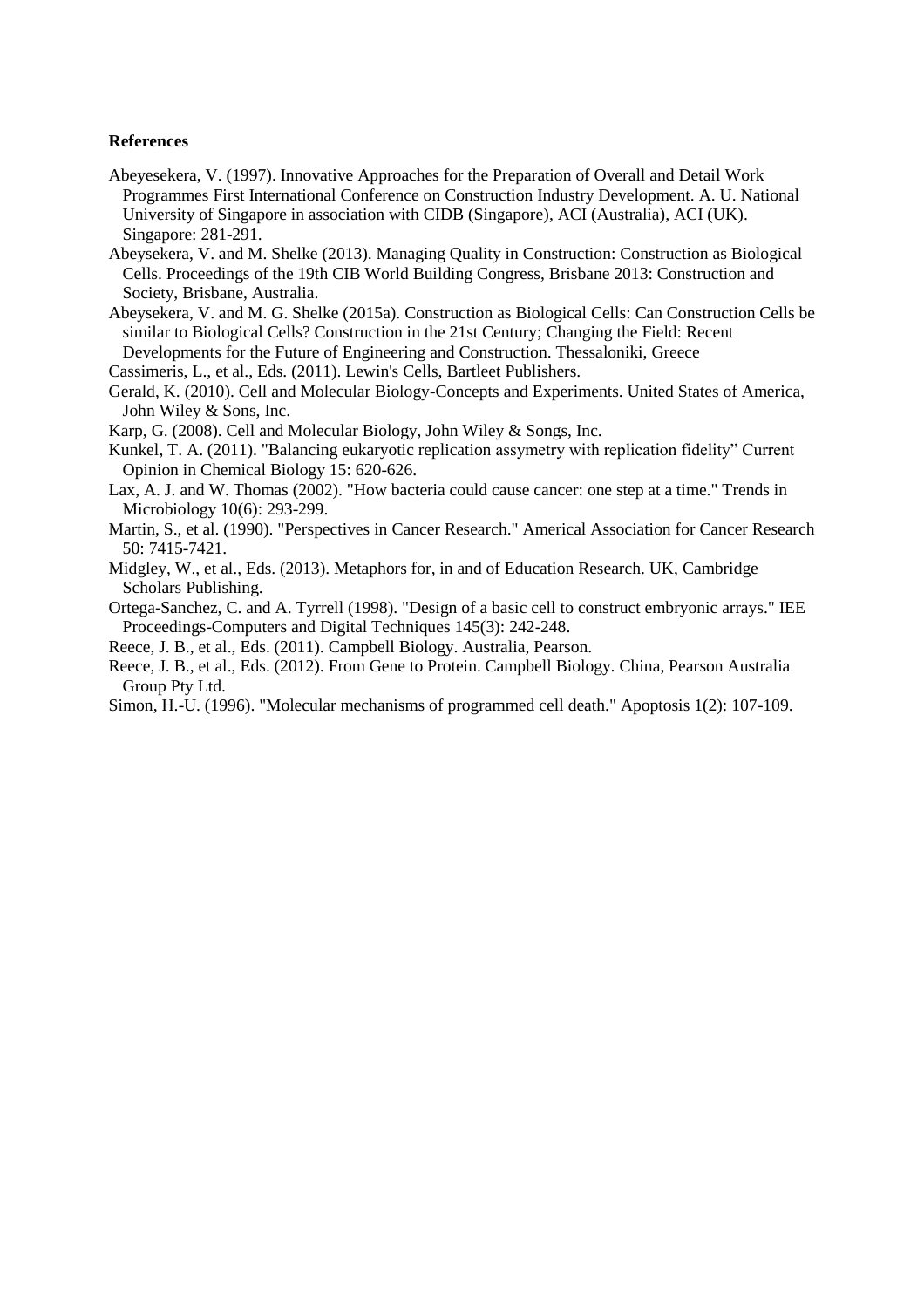**References**

Abeyesekera, V. (1997). Innovative Approaches for the Preparation of Overall and Detail Work Programmes First International Conference on Construction Industry Development. A. U. National University of Singapore in association with CIDB (Singapore), ACI (Australia), ACI (UK). Singapore: 281-291.

Abeysekera, V. and M. Shelke (2013). Managing Quality in Construction: Construction as Biological Cells. Proceedings of the 19th CIB World Building Congress, Brisbane 2013: Construction and Society, Brisbane, Australia.

Abeysekera, V. and M. G. Shelke (2015a). Construction as Biological Cells: Can Construction Cells be similar to Biological Cells? Construction in the 21st Century; Changing the Field: Recent Developments for the Future of Engineering and Construction. Thessaloniki, Greece

Cassimeris, L., et al., Eds. (2011). Lewin's Cells, Bartleet Publishers.

Gerald, K. (2010). Cell and Molecular Biology-Concepts and Experiments. United States of America, John Wiley & Sons, Inc.

Karp, G. (2008). Cell and Molecular Biology, John Wiley & Songs, Inc.

Kunkel, T. A. (2011). "Balancing eukaryotic replication assymetry with replication fidelity" Current Opinion in Chemical Biology 15: 620-626.

Lax, A. J. and W. Thomas (2002). "How bacteria could cause cancer: one step at a time." Trends in Microbiology 10(6): 293-299.

Martin, S., et al. (1990). "Perspectives in Cancer Research." Americal Association for Cancer Research 50: 7415-7421.

Midgley, W., et al., Eds. (2013). Metaphors for, in and of Education Research. UK, Cambridge Scholars Publishing.

Ortega-Sanchez, C. and A. Tyrrell (1998). "Design of a basic cell to construct embryonic arrays." IEE Proceedings-Computers and Digital Techniques 145(3): 242-248.

Reece, J. B., et al., Eds. (2011). Campbell Biology. Australia, Pearson.

Reece, J. B., et al., Eds. (2012). From Gene to Protein. Campbell Biology. China, Pearson Australia Group Pty Ltd.

Simon, H.-U. (1996). "Molecular mechanisms of programmed cell death." Apoptosis 1(2): 107-109.